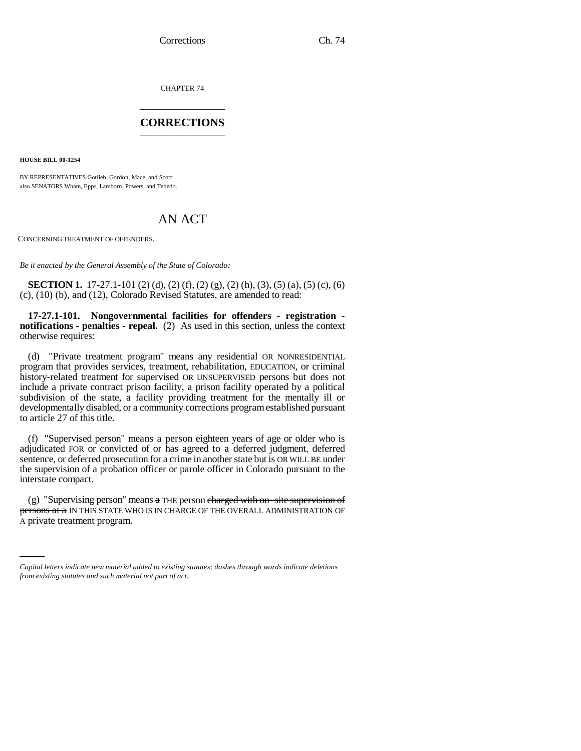CHAPTER 74

# CORRECTIONS

**HOUSE BILL 00-1254**

BY REPRESENTATIVES Gotlieb, Gordon, Mace, and Scott;
also SENATORS Wham, Epps, Lamborn, Powers, and Tebedo.

## AN ACT

CONCERNING TREATMENT OF OFFENDERS.

*Be it enacted by the General Assembly of the State of Colorado:*

**SECTION 1.** 17-27.1-101 (2) (d), (2) (f), (2) (g), (2) (h), (3), (5) (a), (5) (c), (6) (c), (10) (b), and (12), Colorado Revised Statutes, are amended to read:

**17-27.1-101. Nongovernmental facilities for offenders - registration - notifications - penalties - repeal.** (2) As used in this section, unless the context otherwise requires:

(d) "Private treatment program" means any residential OR NONRESIDENTIAL program that provides services, treatment, rehabilitation, EDUCATION, or criminal history-related treatment for supervised OR UNSUPERVISED persons but does not include a private contract prison facility, a prison facility operated by a political subdivision of the state, a facility providing treatment for the mentally ill or developmentally disabled, or a community corrections program established pursuant to article 27 of this title.

(f) "Supervised person" means a person eighteen years of age or older who is adjudicated FOR or convicted of or has agreed to a deferred judgment, deferred sentence, or deferred prosecution for a crime in another state but is OR WILL BE under the supervision of a probation officer or parole officer in Colorado pursuant to the interstate compact.

(g) "Supervising person" means ~~a~~ THE person ~~charged with on- site supervision of persons at a~~ IN THIS STATE WHO IS IN CHARGE OF THE OVERALL ADMINISTRATION OF A private treatment program.

*Capital letters indicate new material added to existing statutes; dashes through words indicate deletions from existing statutes and such material not part of act.*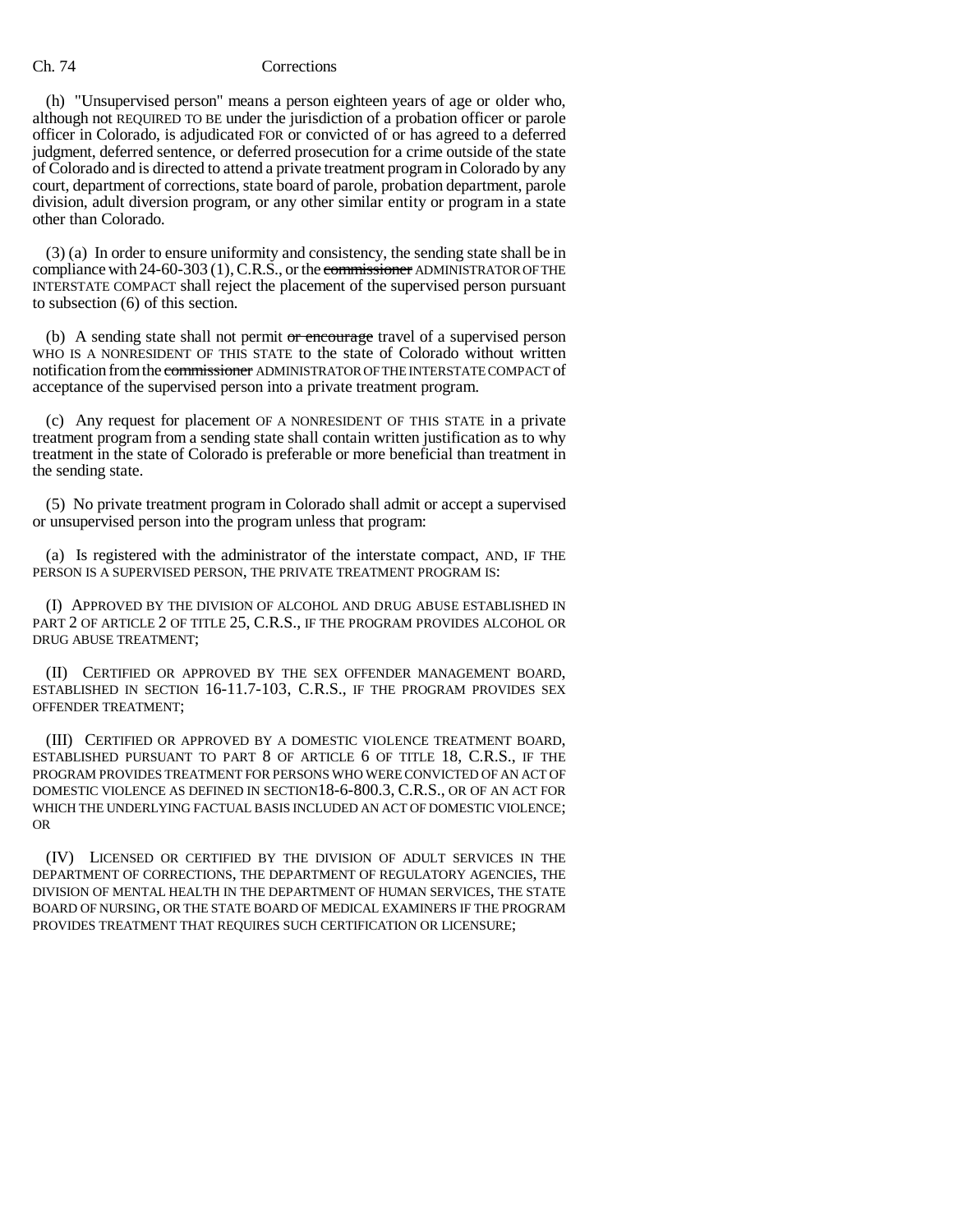(h) "Unsupervised person" means a person eighteen years of age or older who, although not REQUIRED TO BE under the jurisdiction of a probation officer or parole officer in Colorado, is adjudicated FOR or convicted of or has agreed to a deferred judgment, deferred sentence, or deferred prosecution for a crime outside of the state of Colorado and is directed to attend a private treatment program in Colorado by any court, department of corrections, state board of parole, probation department, parole division, adult diversion program, or any other similar entity or program in a state other than Colorado.

(3) (a) In order to ensure uniformity and consistency, the sending state shall be in compliance with 24-60-303 (1), C.R.S., or the ~~commissioner~~ ADMINISTRATOR OF THE INTERSTATE COMPACT shall reject the placement of the supervised person pursuant to subsection (6) of this section.

(b) A sending state shall not permit ~~or encourage~~ travel of a supervised person WHO IS A NONRESIDENT OF THIS STATE to the state of Colorado without written notification from the ~~commissioner~~ ADMINISTRATOR OF THE INTERSTATE COMPACT of acceptance of the supervised person into a private treatment program.

(c) Any request for placement OF A NONRESIDENT OF THIS STATE in a private treatment program from a sending state shall contain written justification as to why treatment in the state of Colorado is preferable or more beneficial than treatment in the sending state.

(5) No private treatment program in Colorado shall admit or accept a supervised or unsupervised person into the program unless that program:

(a) Is registered with the administrator of the interstate compact, AND, IF THE PERSON IS A SUPERVISED PERSON, THE PRIVATE TREATMENT PROGRAM IS:

(I) APPROVED BY THE DIVISION OF ALCOHOL AND DRUG ABUSE ESTABLISHED IN PART 2 OF ARTICLE 2 OF TITLE 25, C.R.S., IF THE PROGRAM PROVIDES ALCOHOL OR DRUG ABUSE TREATMENT;

(II) CERTIFIED OR APPROVED BY THE SEX OFFENDER MANAGEMENT BOARD, ESTABLISHED IN SECTION 16-11.7-103, C.R.S., IF THE PROGRAM PROVIDES SEX OFFENDER TREATMENT;

(III) CERTIFIED OR APPROVED BY A DOMESTIC VIOLENCE TREATMENT BOARD, ESTABLISHED PURSUANT TO PART 8 OF ARTICLE 6 OF TITLE 18, C.R.S., IF THE PROGRAM PROVIDES TREATMENT FOR PERSONS WHO WERE CONVICTED OF AN ACT OF DOMESTIC VIOLENCE AS DEFINED IN SECTION 18-6-800.3, C.R.S., OR OF AN ACT FOR WHICH THE UNDERLYING FACTUAL BASIS INCLUDED AN ACT OF DOMESTIC VIOLENCE; OR

(IV) LICENSED OR CERTIFIED BY THE DIVISION OF ADULT SERVICES IN THE DEPARTMENT OF CORRECTIONS, THE DEPARTMENT OF REGULATORY AGENCIES, THE DIVISION OF MENTAL HEALTH IN THE DEPARTMENT OF HUMAN SERVICES, THE STATE BOARD OF NURSING, OR THE STATE BOARD OF MEDICAL EXAMINERS IF THE PROGRAM PROVIDES TREATMENT THAT REQUIRES SUCH CERTIFICATION OR LICENSURE;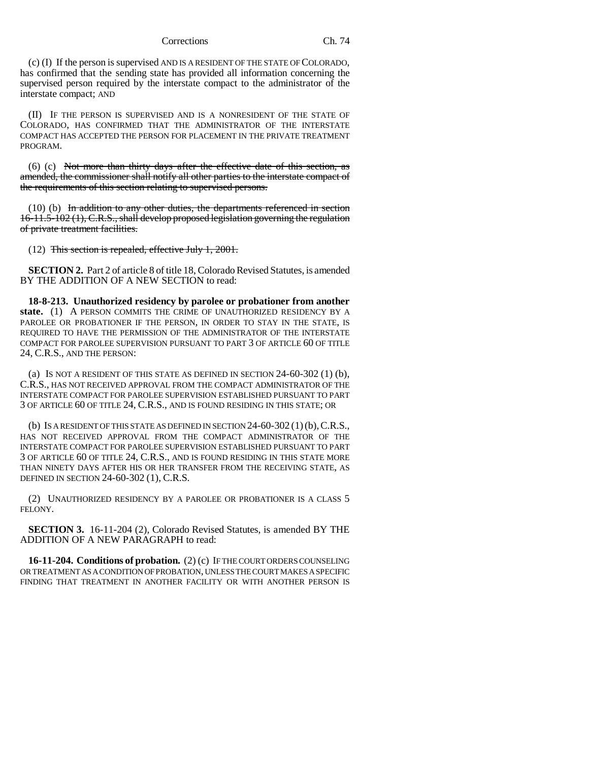(c) (I) If the person is supervised AND IS A RESIDENT OF THE STATE OF COLORADO, has confirmed that the sending state has provided all information concerning the supervised person required by the interstate compact to the administrator of the interstate compact; AND

(II) IF THE PERSON IS SUPERVISED AND IS A NONRESIDENT OF THE STATE OF COLORADO, HAS CONFIRMED THAT THE ADMINISTRATOR OF THE INTERSTATE COMPACT HAS ACCEPTED THE PERSON FOR PLACEMENT IN THE PRIVATE TREATMENT PROGRAM.

(6) (c) ~~Not more than thirty days after the effective date of this section, as amended, the commissioner shall notify all other parties to the interstate compact of the requirements of this section relating to supervised persons.~~

(10) (b) ~~In addition to any other duties, the departments referenced in section 16-11.5-102 (1), C.R.S., shall develop proposed legislation governing the regulation of private treatment facilities.~~

(12) ~~This section is repealed, effective July 1, 2001.~~

**SECTION 2.** Part 2 of article 8 of title 18, Colorado Revised Statutes, is amended BY THE ADDITION OF A NEW SECTION to read:

**18-8-213. Unauthorized residency by parolee or probationer from another state.** (1) A PERSON COMMITS THE CRIME OF UNAUTHORIZED RESIDENCY BY A PAROLEE OR PROBATIONER IF THE PERSON, IN ORDER TO STAY IN THE STATE, IS REQUIRED TO HAVE THE PERMISSION OF THE ADMINISTRATOR OF THE INTERSTATE COMPACT FOR PAROLEE SUPERVISION PURSUANT TO PART 3 OF ARTICLE 60 OF TITLE 24, C.R.S., AND THE PERSON:

(a) IS NOT A RESIDENT OF THIS STATE AS DEFINED IN SECTION 24-60-302 (1) (b), C.R.S., HAS NOT RECEIVED APPROVAL FROM THE COMPACT ADMINISTRATOR OF THE INTERSTATE COMPACT FOR PAROLEE SUPERVISION ESTABLISHED PURSUANT TO PART 3 OF ARTICLE 60 OF TITLE 24, C.R.S., AND IS FOUND RESIDING IN THIS STATE; OR

(b) IS A RESIDENT OF THIS STATE AS DEFINED IN SECTION 24-60-302 (1) (b), C.R.S., HAS NOT RECEIVED APPROVAL FROM THE COMPACT ADMINISTRATOR OF THE INTERSTATE COMPACT FOR PAROLEE SUPERVISION ESTABLISHED PURSUANT TO PART 3 OF ARTICLE 60 OF TITLE 24, C.R.S., AND IS FOUND RESIDING IN THIS STATE MORE THAN NINETY DAYS AFTER HIS OR HER TRANSFER FROM THE RECEIVING STATE, AS DEFINED IN SECTION 24-60-302 (1), C.R.S.

(2) UNAUTHORIZED RESIDENCY BY A PAROLEE OR PROBATIONER IS A CLASS 5 FELONY.

**SECTION 3.** 16-11-204 (2), Colorado Revised Statutes, is amended BY THE ADDITION OF A NEW PARAGRAPH to read:

**16-11-204. Conditions of probation.** (2) (c) IF THE COURT ORDERS COUNSELING OR TREATMENT AS A CONDITION OF PROBATION, UNLESS THE COURT MAKES A SPECIFIC FINDING THAT TREATMENT IN ANOTHER FACILITY OR WITH ANOTHER PERSON IS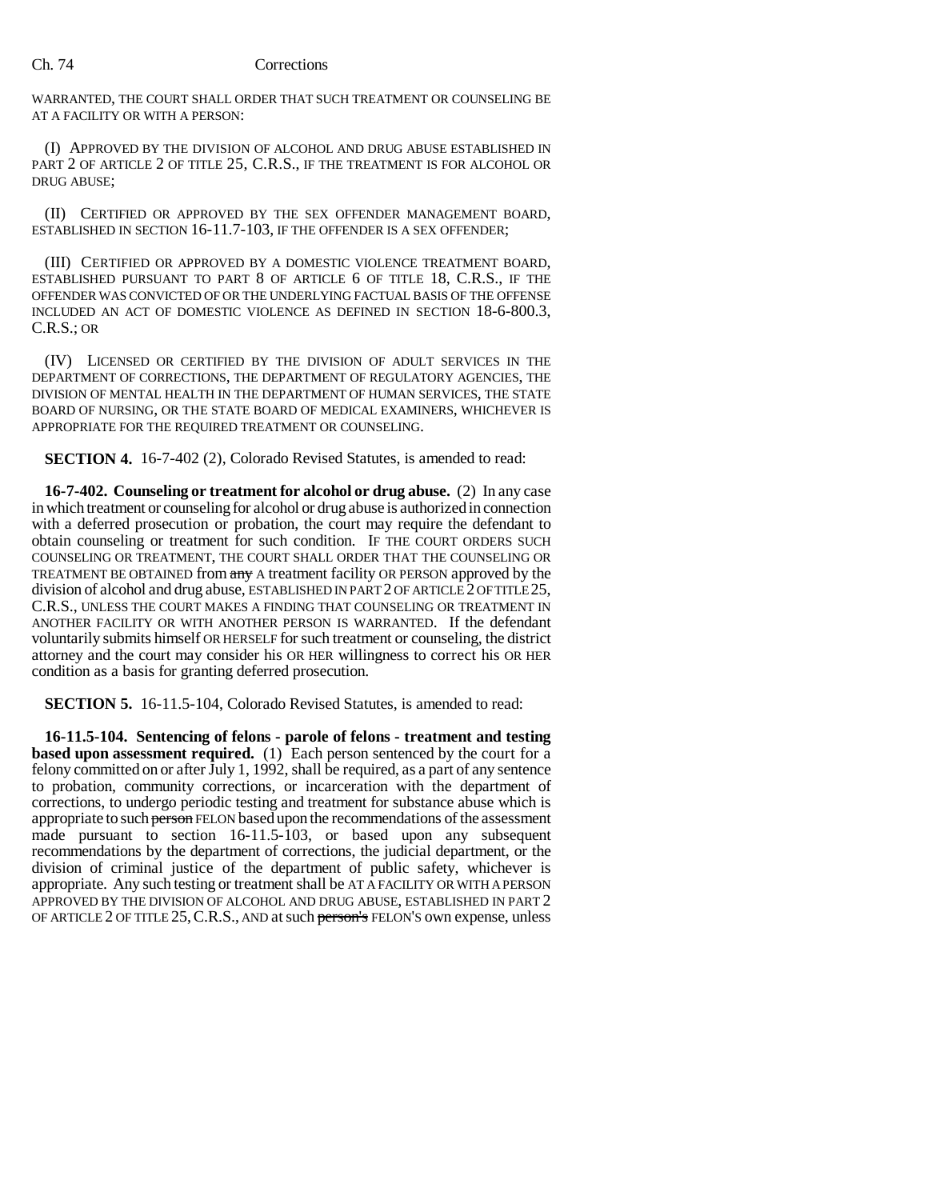WARRANTED, THE COURT SHALL ORDER THAT SUCH TREATMENT OR COUNSELING BE AT A FACILITY OR WITH A PERSON:

(I) APPROVED BY THE DIVISION OF ALCOHOL AND DRUG ABUSE ESTABLISHED IN PART 2 OF ARTICLE 2 OF TITLE 25, C.R.S., IF THE TREATMENT IS FOR ALCOHOL OR DRUG ABUSE;

(II) CERTIFIED OR APPROVED BY THE SEX OFFENDER MANAGEMENT BOARD, ESTABLISHED IN SECTION 16-11.7-103, IF THE OFFENDER IS A SEX OFFENDER;

(III) CERTIFIED OR APPROVED BY A DOMESTIC VIOLENCE TREATMENT BOARD, ESTABLISHED PURSUANT TO PART 8 OF ARTICLE 6 OF TITLE 18, C.R.S., IF THE OFFENDER WAS CONVICTED OF OR THE UNDERLYING FACTUAL BASIS OF THE OFFENSE INCLUDED AN ACT OF DOMESTIC VIOLENCE AS DEFINED IN SECTION 18-6-800.3, C.R.S.; OR

(IV) LICENSED OR CERTIFIED BY THE DIVISION OF ADULT SERVICES IN THE DEPARTMENT OF CORRECTIONS, THE DEPARTMENT OF REGULATORY AGENCIES, THE DIVISION OF MENTAL HEALTH IN THE DEPARTMENT OF HUMAN SERVICES, THE STATE BOARD OF NURSING, OR THE STATE BOARD OF MEDICAL EXAMINERS, WHICHEVER IS APPROPRIATE FOR THE REQUIRED TREATMENT OR COUNSELING.

**SECTION 4.** 16-7-402 (2), Colorado Revised Statutes, is amended to read:

**16-7-402. Counseling or treatment for alcohol or drug abuse.** (2) In any case in which treatment or counseling for alcohol or drug abuse is authorized in connection with a deferred prosecution or probation, the court may require the defendant to obtain counseling or treatment for such condition. IF THE COURT ORDERS SUCH COUNSELING OR TREATMENT, THE COURT SHALL ORDER THAT THE COUNSELING OR TREATMENT BE OBTAINED from ~~any~~ A treatment facility OR PERSON approved by the division of alcohol and drug abuse, ESTABLISHED IN PART 2 OF ARTICLE 2 OF TITLE 25, C.R.S., UNLESS THE COURT MAKES A FINDING THAT COUNSELING OR TREATMENT IN ANOTHER FACILITY OR WITH ANOTHER PERSON IS WARRANTED. If the defendant voluntarily submits himself OR HERSELF for such treatment or counseling, the district attorney and the court may consider his OR HER willingness to correct his OR HER condition as a basis for granting deferred prosecution.

**SECTION 5.** 16-11.5-104, Colorado Revised Statutes, is amended to read:

**16-11.5-104. Sentencing of felons - parole of felons - treatment and testing based upon assessment required.** (1) Each person sentenced by the court for a felony committed on or after July 1, 1992, shall be required, as a part of any sentence to probation, community corrections, or incarceration with the department of corrections, to undergo periodic testing and treatment for substance abuse which is appropriate to such ~~person~~ FELON based upon the recommendations of the assessment made pursuant to section 16-11.5-103, or based upon any subsequent recommendations by the department of corrections, the judicial department, or the division of criminal justice of the department of public safety, whichever is appropriate. Any such testing or treatment shall be AT A FACILITY OR WITH A PERSON APPROVED BY THE DIVISION OF ALCOHOL AND DRUG ABUSE, ESTABLISHED IN PART 2 OF ARTICLE 2 OF TITLE 25, C.R.S., AND at such ~~person's~~ FELON'S own expense, unless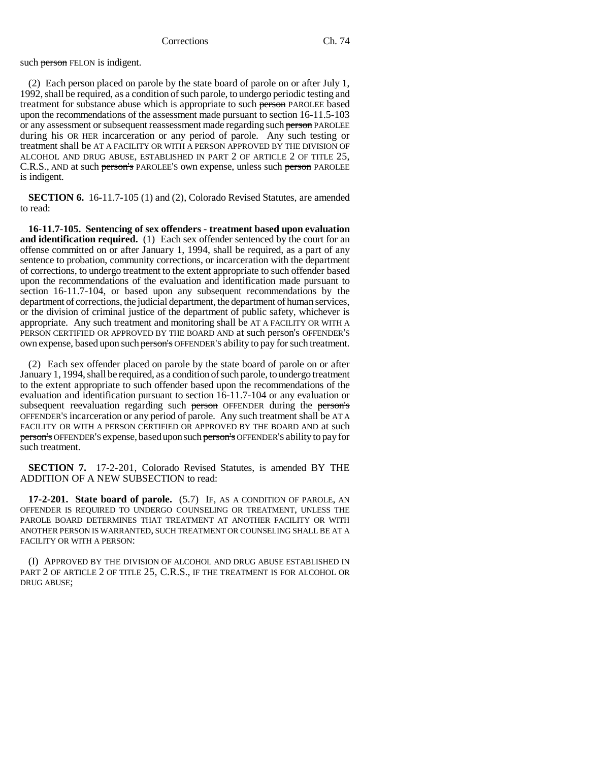such ~~person~~ FELON is indigent.

(2) Each person placed on parole by the state board of parole on or after July 1, 1992, shall be required, as a condition of such parole, to undergo periodic testing and treatment for substance abuse which is appropriate to such ~~person~~ PAROLEE based upon the recommendations of the assessment made pursuant to section 16-11.5-103 or any assessment or subsequent reassessment made regarding such ~~person~~ PAROLEE during his OR HER incarceration or any period of parole. Any such testing or treatment shall be AT A FACILITY OR WITH A PERSON APPROVED BY THE DIVISION OF ALCOHOL AND DRUG ABUSE, ESTABLISHED IN PART 2 OF ARTICLE 2 OF TITLE 25, C.R.S., AND at such ~~person's~~ PAROLEE'S own expense, unless such ~~person~~ PAROLEE is indigent.

**SECTION 6.** 16-11.7-105 (1) and (2), Colorado Revised Statutes, are amended to read:

**16-11.7-105. Sentencing of sex offenders - treatment based upon evaluation and identification required.** (1) Each sex offender sentenced by the court for an offense committed on or after January 1, 1994, shall be required, as a part of any sentence to probation, community corrections, or incarceration with the department of corrections, to undergo treatment to the extent appropriate to such offender based upon the recommendations of the evaluation and identification made pursuant to section 16-11.7-104, or based upon any subsequent recommendations by the department of corrections, the judicial department, the department of human services, or the division of criminal justice of the department of public safety, whichever is appropriate. Any such treatment and monitoring shall be AT A FACILITY OR WITH A PERSON CERTIFIED OR APPROVED BY THE BOARD AND at such ~~person's~~ OFFENDER'S own expense, based upon such ~~person's~~ OFFENDER'S ability to pay for such treatment.

(2) Each sex offender placed on parole by the state board of parole on or after January 1, 1994, shall be required, as a condition of such parole, to undergo treatment to the extent appropriate to such offender based upon the recommendations of the evaluation and identification pursuant to section 16-11.7-104 or any evaluation or subsequent reevaluation regarding such ~~person~~ OFFENDER during the ~~person's~~ OFFENDER'S incarceration or any period of parole. Any such treatment shall be AT A FACILITY OR WITH A PERSON CERTIFIED OR APPROVED BY THE BOARD AND at such ~~person's~~ OFFENDER'S expense, based upon such ~~person's~~ OFFENDER'S ability to pay for such treatment.

**SECTION 7.** 17-2-201, Colorado Revised Statutes, is amended BY THE ADDITION OF A NEW SUBSECTION to read:

**17-2-201. State board of parole.** (5.7) IF, AS A CONDITION OF PAROLE, AN OFFENDER IS REQUIRED TO UNDERGO COUNSELING OR TREATMENT, UNLESS THE PAROLE BOARD DETERMINES THAT TREATMENT AT ANOTHER FACILITY OR WITH ANOTHER PERSON IS WARRANTED, SUCH TREATMENT OR COUNSELING SHALL BE AT A FACILITY OR WITH A PERSON:

(I) APPROVED BY THE DIVISION OF ALCOHOL AND DRUG ABUSE ESTABLISHED IN PART 2 OF ARTICLE 2 OF TITLE 25, C.R.S., IF THE TREATMENT IS FOR ALCOHOL OR DRUG ABUSE;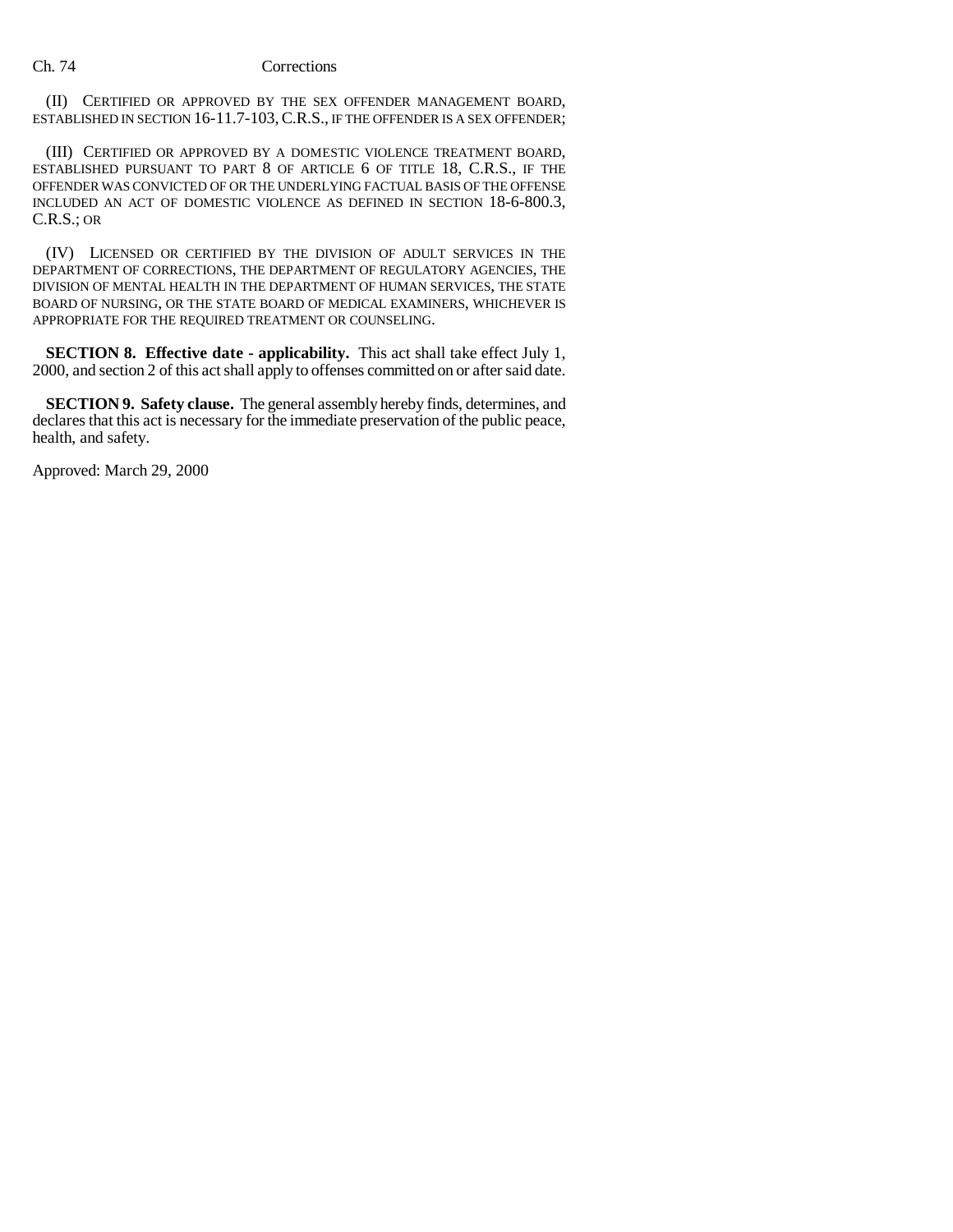(II) CERTIFIED OR APPROVED BY THE SEX OFFENDER MANAGEMENT BOARD, ESTABLISHED IN SECTION 16-11.7-103, C.R.S., IF THE OFFENDER IS A SEX OFFENDER;

(III) CERTIFIED OR APPROVED BY A DOMESTIC VIOLENCE TREATMENT BOARD, ESTABLISHED PURSUANT TO PART 8 OF ARTICLE 6 OF TITLE 18, C.R.S., IF THE OFFENDER WAS CONVICTED OF OR THE UNDERLYING FACTUAL BASIS OF THE OFFENSE INCLUDED AN ACT OF DOMESTIC VIOLENCE AS DEFINED IN SECTION 18-6-800.3, C.R.S.; OR

(IV) LICENSED OR CERTIFIED BY THE DIVISION OF ADULT SERVICES IN THE DEPARTMENT OF CORRECTIONS, THE DEPARTMENT OF REGULATORY AGENCIES, THE DIVISION OF MENTAL HEALTH IN THE DEPARTMENT OF HUMAN SERVICES, THE STATE BOARD OF NURSING, OR THE STATE BOARD OF MEDICAL EXAMINERS, WHICHEVER IS APPROPRIATE FOR THE REQUIRED TREATMENT OR COUNSELING.

**SECTION 8. Effective date - applicability.** This act shall take effect July 1, 2000, and section 2 of this act shall apply to offenses committed on or after said date.

**SECTION 9. Safety clause.** The general assembly hereby finds, determines, and declares that this act is necessary for the immediate preservation of the public peace, health, and safety.

Approved: March 29, 2000